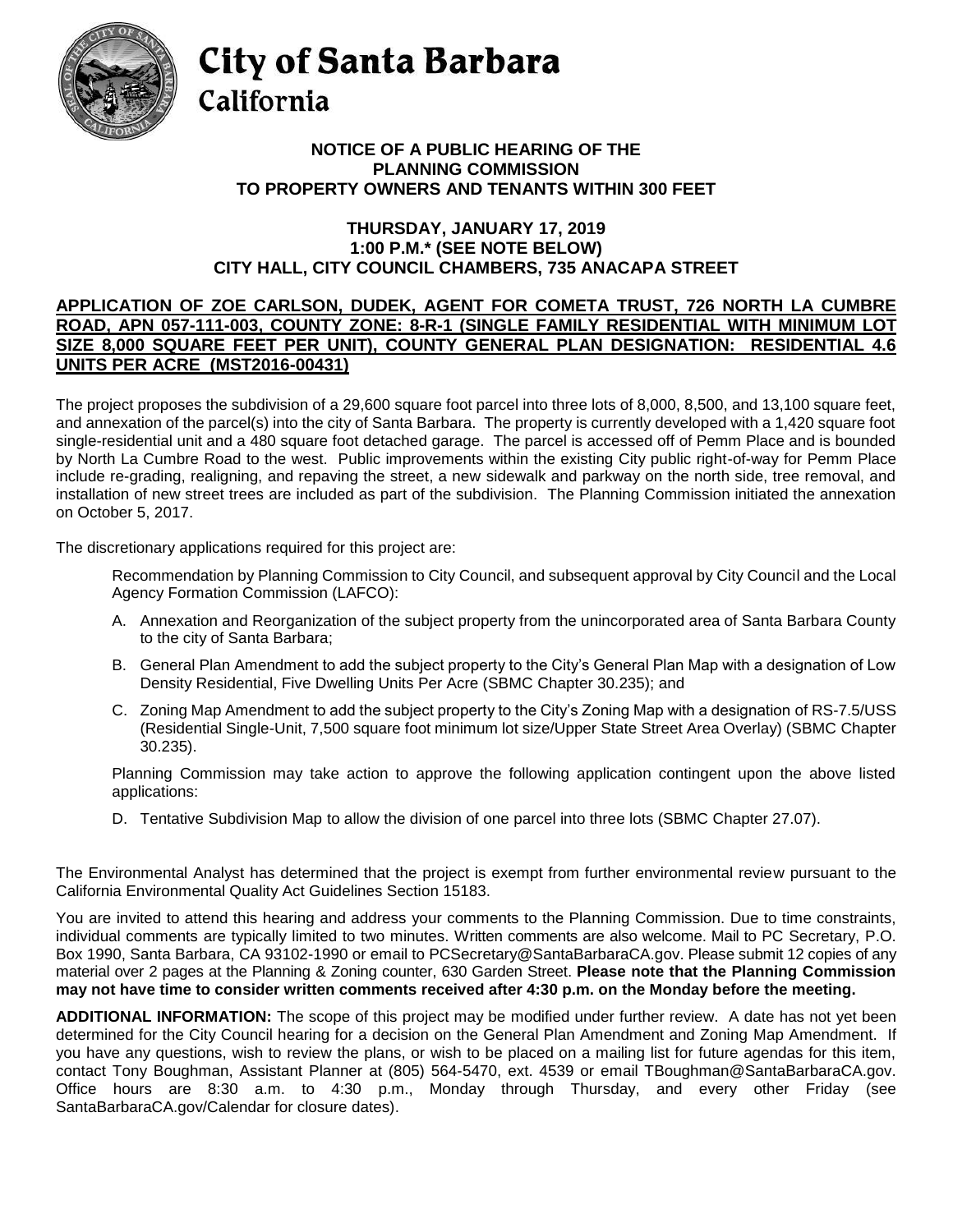# City of Santa Barbara
## California

**NOTICE OF A PUBLIC HEARING OF THE PLANNING COMMISSION TO PROPERTY OWNERS AND TENANTS WITHIN 300 FEET**

**THURSDAY, JANUARY 17, 2019**
**1:00 P.M.* (SEE NOTE BELOW)**
**CITY HALL, CITY COUNCIL CHAMBERS, 735 ANACAPA STREET**

**APPLICATION OF ZOE CARLSON, DUDEK, AGENT FOR COMETA TRUST, 726 NORTH LA CUMBRE ROAD, APN 057-111-003, COUNTY ZONE: 8-R-1 (SINGLE FAMILY RESIDENTIAL WITH MINIMUM LOT SIZE 8,000 SQUARE FEET PER UNIT), COUNTY GENERAL PLAN DESIGNATION: RESIDENTIAL 4.6 UNITS PER ACRE (MST2016-00431)**

The project proposes the subdivision of a 29,600 square foot parcel into three lots of 8,000, 8,500, and 13,100 square feet, and annexation of the parcel(s) into the city of Santa Barbara. The property is currently developed with a 1,420 square foot single-residential unit and a 480 square foot detached garage. The parcel is accessed off of Pemm Place and is bounded by North La Cumbre Road to the west. Public improvements within the existing City public right-of-way for Pemm Place include re-grading, realigning, and repaving the street, a new sidewalk and parkway on the north side, tree removal, and installation of new street trees are included as part of the subdivision. The Planning Commission initiated the annexation on October 5, 2017.

The discretionary applications required for this project are:

Recommendation by Planning Commission to City Council, and subsequent approval by City Council and the Local Agency Formation Commission (LAFCO):

A. Annexation and Reorganization of the subject property from the unincorporated area of Santa Barbara County to the city of Santa Barbara;

B. General Plan Amendment to add the subject property to the City's General Plan Map with a designation of Low Density Residential, Five Dwelling Units Per Acre (SBMC Chapter 30.235); and

C. Zoning Map Amendment to add the subject property to the City's Zoning Map with a designation of RS-7.5/USS (Residential Single-Unit, 7,500 square foot minimum lot size/Upper State Street Area Overlay) (SBMC Chapter 30.235).

Planning Commission may take action to approve the following application contingent upon the above listed applications:

D. Tentative Subdivision Map to allow the division of one parcel into three lots (SBMC Chapter 27.07).

The Environmental Analyst has determined that the project is exempt from further environmental review pursuant to the California Environmental Quality Act Guidelines Section 15183.

You are invited to attend this hearing and address your comments to the Planning Commission. Due to time constraints, individual comments are typically limited to two minutes. Written comments are also welcome. Mail to PC Secretary, P.O. Box 1990, Santa Barbara, CA 93102-1990 or email to PCSecretary@SantaBarbaraCA.gov. Please submit 12 copies of any material over 2 pages at the Planning & Zoning counter, 630 Garden Street. **Please note that the Planning Commission may not have time to consider written comments received after 4:30 p.m. on the Monday before the meeting.**

**ADDITIONAL INFORMATION:** The scope of this project may be modified under further review. A date has not yet been determined for the City Council hearing for a decision on the General Plan Amendment and Zoning Map Amendment. If you have any questions, wish to review the plans, or wish to be placed on a mailing list for future agendas for this item, contact Tony Boughman, Assistant Planner at (805) 564-5470, ext. 4539 or email TBoughman@SantaBarbaraCA.gov. Office hours are 8:30 a.m. to 4:30 p.m., Monday through Thursday, and every other Friday (see SantaBarbaraCA.gov/Calendar for closure dates).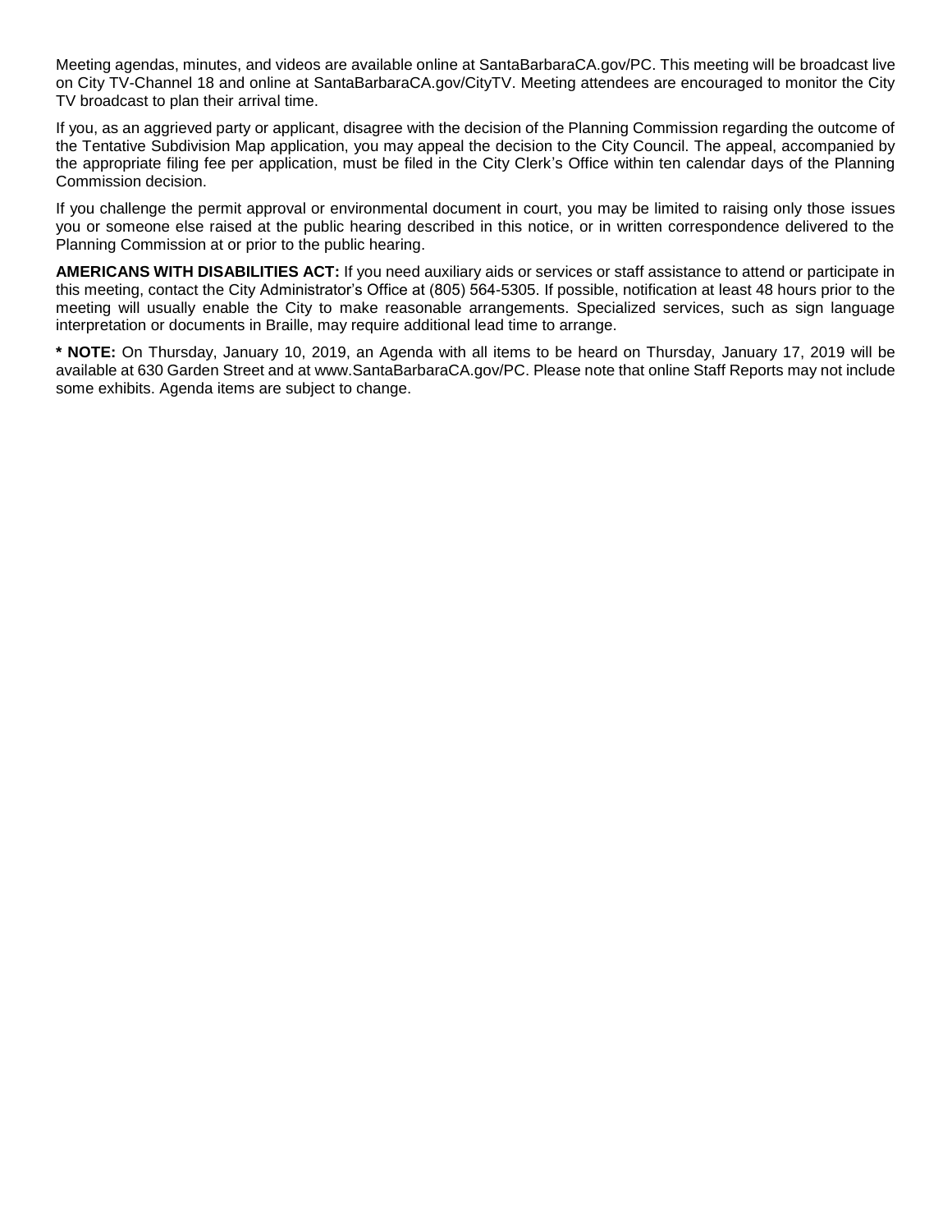Meeting agendas, minutes, and videos are available online at SantaBarbaraCA.gov/PC. This meeting will be broadcast live on City TV-Channel 18 and online at SantaBarbaraCA.gov/CityTV. Meeting attendees are encouraged to monitor the City TV broadcast to plan their arrival time.

If you, as an aggrieved party or applicant, disagree with the decision of the Planning Commission regarding the outcome of the Tentative Subdivision Map application, you may appeal the decision to the City Council. The appeal, accompanied by the appropriate filing fee per application, must be filed in the City Clerk's Office within ten calendar days of the Planning Commission decision.

If you challenge the permit approval or environmental document in court, you may be limited to raising only those issues you or someone else raised at the public hearing described in this notice, or in written correspondence delivered to the Planning Commission at or prior to the public hearing.

**AMERICANS WITH DISABILITIES ACT:** If you need auxiliary aids or services or staff assistance to attend or participate in this meeting, contact the City Administrator's Office at (805) 564-5305. If possible, notification at least 48 hours prior to the meeting will usually enable the City to make reasonable arrangements. Specialized services, such as sign language interpretation or documents in Braille, may require additional lead time to arrange.

**\* NOTE:** On Thursday, January 10, 2019, an Agenda with all items to be heard on Thursday, January 17, 2019 will be available at 630 Garden Street and at www.SantaBarbaraCA.gov/PC. Please note that online Staff Reports may not include some exhibits. Agenda items are subject to change.